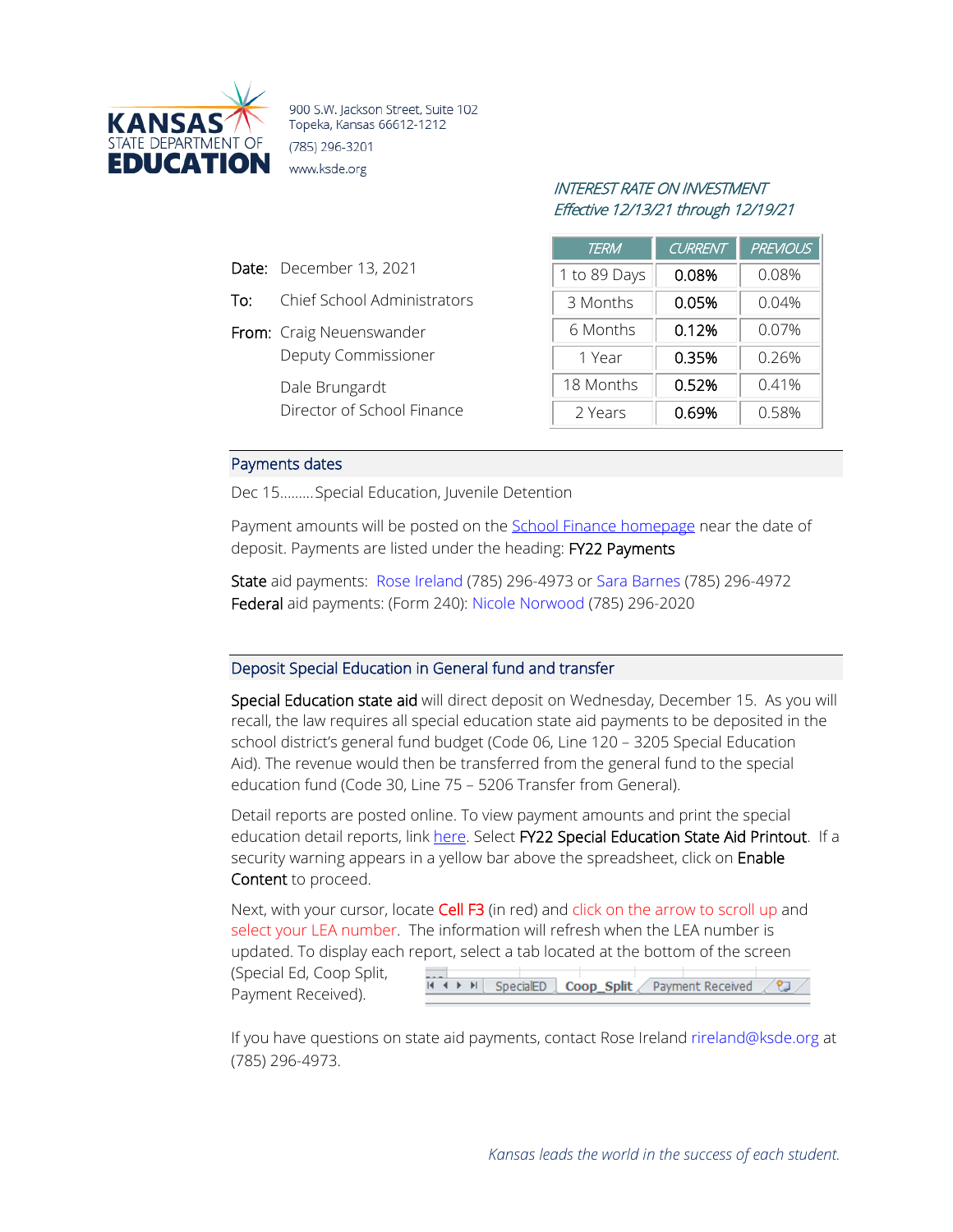**KANSAS STATE DEPARTMENT OF EDUCATION**

900 S.W. Jackson Street, Suite 102
Topeka, Kansas 66612-1212
(785) 296-3201
www.ksde.org

*INTEREST RATE ON INVESTMENT*
*Effective 12/13/21 through 12/19/21*

| TERM | CURRENT | PREVIOUS |
|---|---|---|
| 1 to 89 Days | 0.08% | 0.08% |
| 3 Months | 0.05% | 0.04% |
| 6 Months | 0.12% | 0.07% |
| 1 Year | 0.35% | 0.26% |
| 18 Months | 0.52% | 0.41% |
| 2 Years | 0.69% | 0.58% |

Date: December 13, 2021

To: Chief School Administrators

From: Craig Neuenswander
Deputy Commissioner

Dale Brungardt
Director of School Finance

## Payments dates

Dec 15.........Special Education, Juvenile Detention

Payment amounts will be posted on the School Finance homepage near the date of deposit. Payments are listed under the heading: FY22 Payments

State aid payments: Rose Ireland (785) 296-4973 or Sara Barnes (785) 296-4972
Federal aid payments: (Form 240): Nicole Norwood (785) 296-2020

## Deposit Special Education in General fund and transfer

Special Education state aid will direct deposit on Wednesday, December 15. As you will recall, the law requires all special education state aid payments to be deposited in the school district's general fund budget (Code 06, Line 120 – 3205 Special Education Aid). The revenue would then be transferred from the general fund to the special education fund (Code 30, Line 75 – 5206 Transfer from General).

Detail reports are posted online. To view payment amounts and print the special education detail reports, link here. Select FY22 Special Education State Aid Printout. If a security warning appears in a yellow bar above the spreadsheet, click on Enable Content to proceed.

Next, with your cursor, locate Cell F3 (in red) and click on the arrow to scroll up and select your LEA number. The information will refresh when the LEA number is updated. To display each report, select a tab located at the bottom of the screen (Special Ed, Coop Split, Payment Received).

If you have questions on state aid payments, contact Rose Ireland rireland@ksde.org at (785) 296-4973.

*Kansas leads the world in the success of each student.*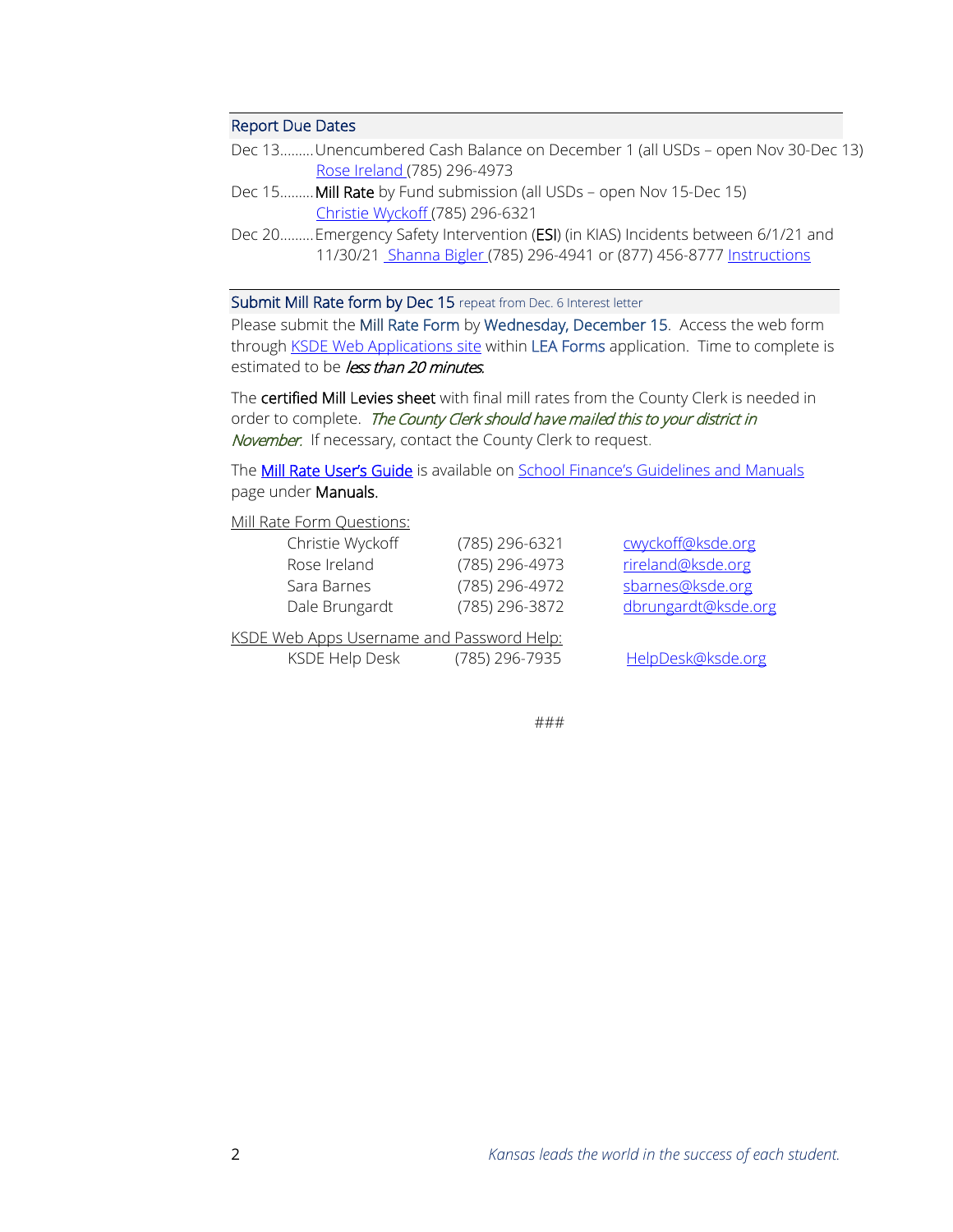## Report Due Dates

Dec 13.........Unencumbered Cash Balance on December 1 (all USDs – open Nov 30-Dec 13)
Rose Ireland (785) 296-4973

Dec 15.........**Mill Rate** by Fund submission (all USDs – open Nov 15-Dec 15)
Christie Wyckoff (785) 296-6321

Dec 20.........Emergency Safety Intervention (**ESI**) (in KIAS) Incidents between 6/1/21 and 11/30/21 Shanna Bigler (785) 296-4941 or (877) 456-8777 Instructions

## Submit Mill Rate form by Dec 15 repeat from Dec. 6 Interest letter

Please submit the Mill Rate Form by Wednesday, December 15. Access the web form through KSDE Web Applications site within LEA Forms application. Time to complete is estimated to be *less than 20 minutes.*

The **certified Mill Levies sheet** with final mill rates from the County Clerk is needed in order to complete. *The County Clerk should have mailed this to your district in November.* If necessary, contact the County Clerk to request.

The **Mill Rate User's Guide** is available on School Finance's Guidelines and Manuals page under **Manuals**.

Mill Rate Form Questions:

| | | |
|---|---|---|
| Christie Wyckoff | (785) 296-6321 | cwyckoff@ksde.org |
| Rose Ireland | (785) 296-4973 | rireland@ksde.org |
| Sara Barnes | (785) 296-4972 | sbarnes@ksde.org |
| Dale Brungardt | (785) 296-3872 | dbrungardt@ksde.org |

KSDE Web Apps Username and Password Help:

| | | |
|---|---|---|
| KSDE Help Desk | (785) 296-7935 | HelpDesk@ksde.org |

###